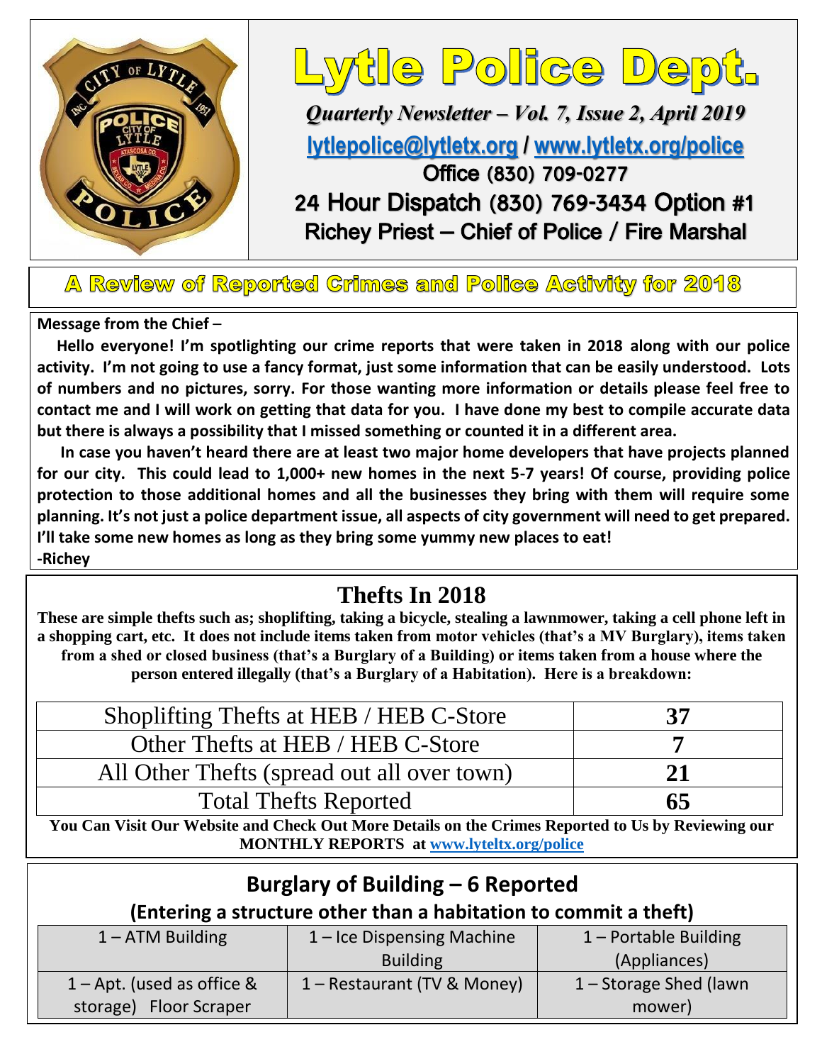# Lytle Police Dept.

*Quarterly Newsletter – Vol. 7, Issue 2, April 2019*

lytlepolice@lytletx.org / www.lytletx.org/police

Office (830) 709-0277

24 Hour Dispatch (830) 769-3434 Option #1

Richey Priest – Chief of Police / Fire Marshal

## A Review of Reported Crimes and Police Activity for 2018

**Message from the Chief** –

**Hello everyone! I'm spotlighting our crime reports that were taken in 2018 along with our police activity. I'm not going to use a fancy format, just some information that can be easily understood. Lots of numbers and no pictures, sorry. For those wanting more information or details please feel free to contact me and I will work on getting that data for you. I have done my best to compile accurate data but there is always a possibility that I missed something or counted it in a different area.**

**In case you haven't heard there are at least two major home developers that have projects planned for our city. This could lead to 1,000+ new homes in the next 5-7 years! Of course, providing police protection to those additional homes and all the businesses they bring with them will require some planning. It's not just a police department issue, all aspects of city government will need to get prepared. I'll take some new homes as long as they bring some yummy new places to eat!**

**-Richey**

## Thefts In 2018

**These are simple thefts such as; shoplifting, taking a bicycle, stealing a lawnmower, taking a cell phone left in a shopping cart, etc. It does not include items taken from motor vehicles (that's a MV Burglary), items taken from a shed or closed business (that's a Burglary of a Building) or items taken from a house where the person entered illegally (that's a Burglary of a Habitation). Here is a breakdown:**

| Category | Count |
|---|---|
| Shoplifting Thefts at HEB / HEB C-Store | **37** |
| Other Thefts at HEB / HEB C-Store | **7** |
| All Other Thefts (spread out all over town) | **21** |
| Total Thefts Reported | **65** |

**You Can Visit Our Website and Check Out More Details on the Crimes Reported to Us by Reviewing our MONTHLY REPORTS at www.lyteltx.org/police**

## Burglary of Building – 6 Reported

### (Entering a structure other than a habitation to commit a theft)

| | | |
|---|---|---|
| 1 – ATM Building | 1 – Ice Dispensing Machine Building | 1 – Portable Building (Appliances) |
| 1 – Apt. (used as office & storage) Floor Scraper | 1 – Restaurant (TV & Money) | 1 – Storage Shed (lawn mower) |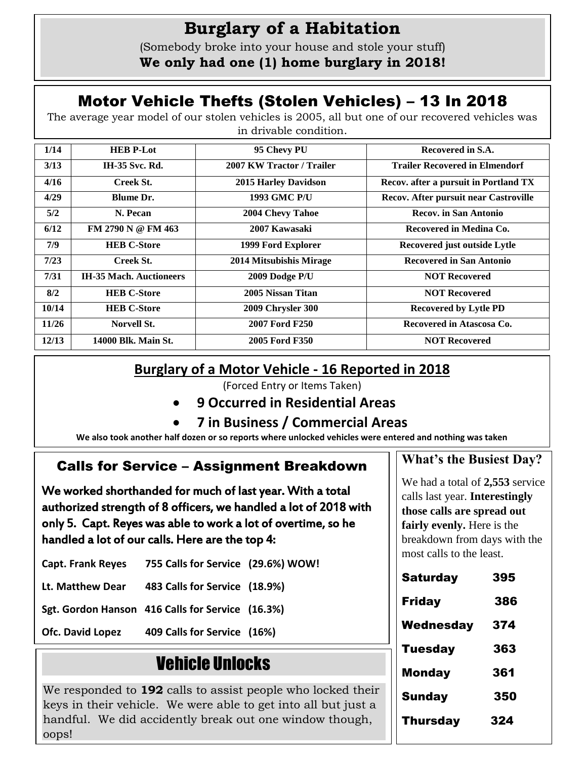# Burglary of a Habitation

(Somebody broke into your house and stole your stuff)

**We only had one (1) home burglary in 2018!**

# Motor Vehicle Thefts (Stolen Vehicles) – 13 In 2018

The average year model of our stolen vehicles is 2005, all but one of our recovered vehicles was in drivable condition.

| | | | |
|---|---|---|---|
| 1/14 | HEB P-Lot | 95 Chevy PU | Recovered in S.A. |
| 3/13 | IH-35 Svc. Rd. | 2007 KW Tractor / Trailer | Trailer Recovered in Elmendorf |
| 4/16 | Creek St. | 2015 Harley Davidson | Recov. after a pursuit in Portland TX |
| 4/29 | Blume Dr. | 1993 GMC P/U | Recov. After pursuit near Castroville |
| 5/2 | N. Pecan | 2004 Chevy Tahoe | Recov. in San Antonio |
| 6/12 | FM 2790 N @ FM 463 | 2007 Kawasaki | Recovered in Medina Co. |
| 7/9 | HEB C-Store | 1999 Ford Explorer | Recovered just outside Lytle |
| 7/23 | Creek St. | 2014 Mitsubishis Mirage | Recovered in San Antonio |
| 7/31 | IH-35 Mach. Auctioneers | 2009 Dodge P/U | NOT Recovered |
| 8/2 | HEB C-Store | 2005 Nissan Titan | NOT Recovered |
| 10/14 | HEB C-Store | 2009 Chrysler 300 | Recovered by Lytle PD |
| 11/26 | Norvell St. | 2007 Ford F250 | Recovered in Atascosa Co. |
| 12/13 | 14000 Blk. Main St. | 2005 Ford F350 | NOT Recovered |

## Burglary of a Motor Vehicle - 16 Reported in 2018

(Forced Entry or Items Taken)

- **9 Occurred in Residential Areas**
- **7 in Business / Commercial Areas**

**We also took another half dozen or so reports where unlocked vehicles were entered and nothing was taken**

## Calls for Service – Assignment Breakdown

**We worked shorthanded for much of last year. With a total authorized strength of 8 officers, we handled a lot of 2018 with only 5. Capt. Reyes was able to work a lot of overtime, so he handled a lot of our calls. Here are the top 4:**

**Capt. Frank Reyes 755 Calls for Service (29.6%) WOW!**

**Lt. Matthew Dear 483 Calls for Service (18.9%)**

**Sgt. Gordon Hanson 416 Calls for Service (16.3%)**

**Ofc. David Lopez 409 Calls for Service (16%)**

## Vehicle Unlocks

We responded to **192** calls to assist people who locked their keys in their vehicle. We were able to get into all but just a handful. We did accidently break out one window though, oops!

## What's the Busiest Day?

We had a total of **2,553** service calls last year. **Interestingly those calls are spread out fairly evenly.** Here is the breakdown from days with the most calls to the least.

| | |
|---|---|
| **Saturday** | **395** |
| **Friday** | **386** |
| **Wednesday** | **374** |
| **Tuesday** | **363** |
| **Monday** | **361** |
| **Sunday** | **350** |
| **Thursday** | **324** |